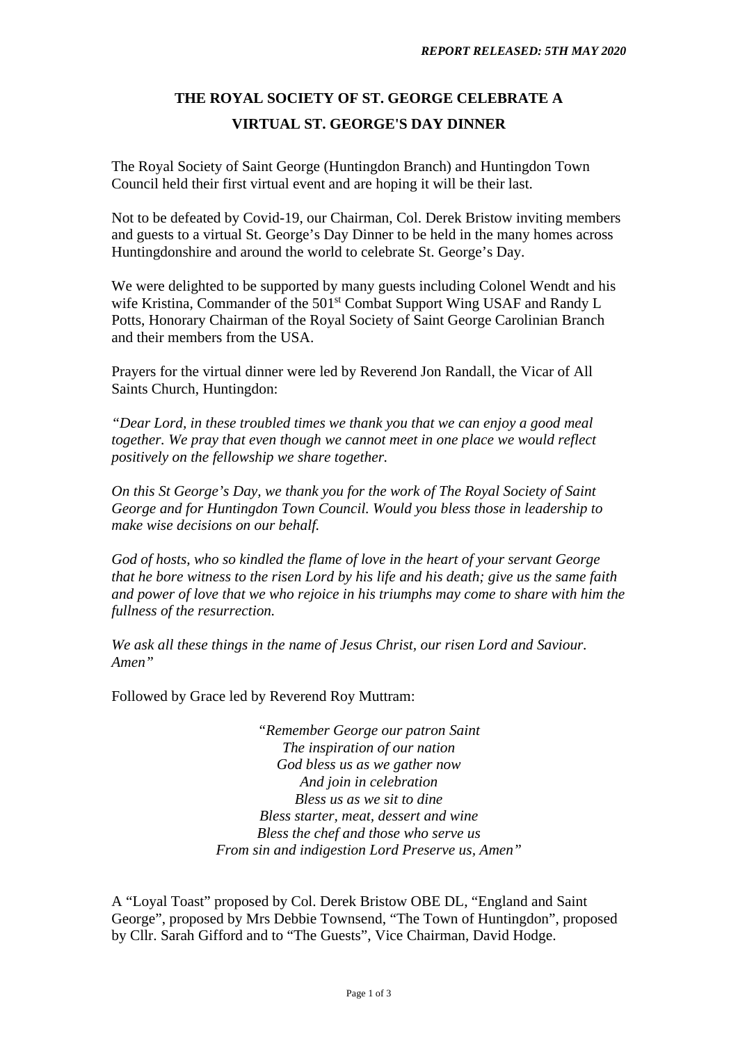***REPORT RELEASED: 5TH MAY 2020***

# THE ROYAL SOCIETY OF ST. GEORGE CELEBRATE A VIRTUAL ST. GEORGE'S DAY DINNER

The Royal Society of Saint George (Huntingdon Branch) and Huntingdon Town Council held their first virtual event and are hoping it will be their last.

Not to be defeated by Covid-19, our Chairman, Col. Derek Bristow inviting members and guests to a virtual St. George's Day Dinner to be held in the many homes across Huntingdonshire and around the world to celebrate St. George's Day.

We were delighted to be supported by many guests including Colonel Wendt and his wife Kristina, Commander of the 501st Combat Support Wing USAF and Randy L Potts, Honorary Chairman of the Royal Society of Saint George Carolinian Branch and their members from the USA.

Prayers for the virtual dinner were led by Reverend Jon Randall, the Vicar of All Saints Church, Huntingdon:

*"Dear Lord, in these troubled times we thank you that we can enjoy a good meal together. We pray that even though we cannot meet in one place we would reflect positively on the fellowship we share together.*

*On this St George's Day, we thank you for the work of The Royal Society of Saint George and for Huntingdon Town Council. Would you bless those in leadership to make wise decisions on our behalf.*

*God of hosts, who so kindled the flame of love in the heart of your servant George that he bore witness to the risen Lord by his life and his death; give us the same faith and power of love that we who rejoice in his triumphs may come to share with him the fullness of the resurrection.*

*We ask all these things in the name of Jesus Christ, our risen Lord and Saviour. Amen"*

Followed by Grace led by Reverend Roy Muttram:

*"Remember George our patron Saint*
*The inspiration of our nation*
*God bless us as we gather now*
*And join in celebration*
*Bless us as we sit to dine*
*Bless starter, meat, dessert and wine*
*Bless the chef and those who serve us*
*From sin and indigestion Lord Preserve us, Amen"*

A "Loyal Toast" proposed by Col. Derek Bristow OBE DL, "England and Saint George", proposed by Mrs Debbie Townsend, "The Town of Huntingdon", proposed by Cllr. Sarah Gifford and to "The Guests", Vice Chairman, David Hodge.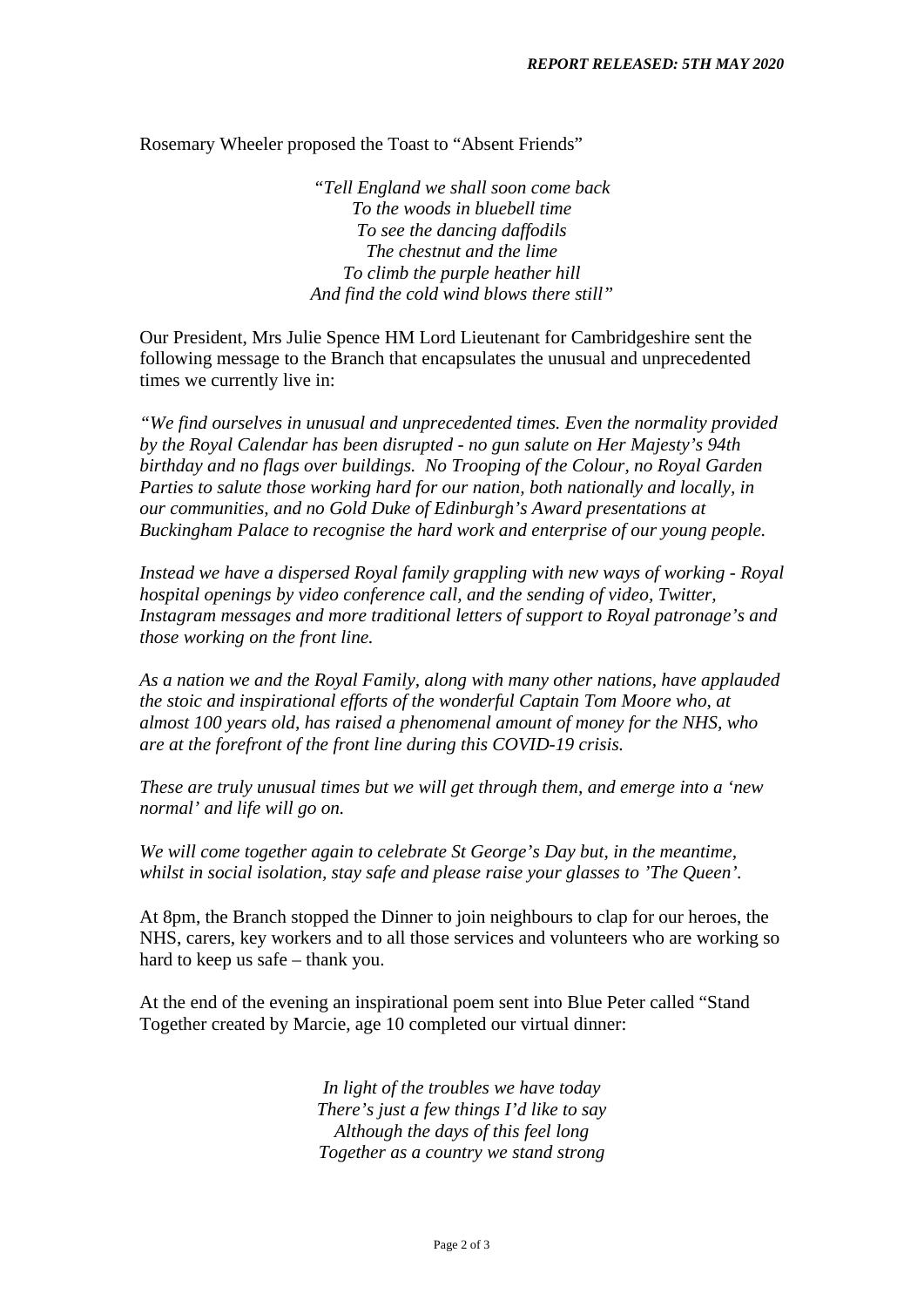Rosemary Wheeler proposed the Toast to "Absent Friends"

*"Tell England we shall soon come back*  
*To the woods in bluebell time*  
*To see the dancing daffodils*  
*The chestnut and the lime*  
*To climb the purple heather hill*  
*And find the cold wind blows there still"*

Our President, Mrs Julie Spence HM Lord Lieutenant for Cambridgeshire sent the following message to the Branch that encapsulates the unusual and unprecedented times we currently live in:

*"We find ourselves in unusual and unprecedented times. Even the normality provided by the Royal Calendar has been disrupted - no gun salute on Her Majesty's 94th birthday and no flags over buildings. No Trooping of the Colour, no Royal Garden Parties to salute those working hard for our nation, both nationally and locally, in our communities, and no Gold Duke of Edinburgh's Award presentations at Buckingham Palace to recognise the hard work and enterprise of our young people.*

*Instead we have a dispersed Royal family grappling with new ways of working - Royal hospital openings by video conference call, and the sending of video, Twitter, Instagram messages and more traditional letters of support to Royal patronage's and those working on the front line.*

*As a nation we and the Royal Family, along with many other nations, have applauded the stoic and inspirational efforts of the wonderful Captain Tom Moore who, at almost 100 years old, has raised a phenomenal amount of money for the NHS, who are at the forefront of the front line during this COVID-19 crisis.*

*These are truly unusual times but we will get through them, and emerge into a 'new normal' and life will go on.*

*We will come together again to celebrate St George's Day but, in the meantime, whilst in social isolation, stay safe and please raise your glasses to 'The Queen'.*

At 8pm, the Branch stopped the Dinner to join neighbours to clap for our heroes, the NHS, carers, key workers and to all those services and volunteers who are working so hard to keep us safe – thank you.

At the end of the evening an inspirational poem sent into Blue Peter called "Stand Together created by Marcie, age 10 completed our virtual dinner:

*In light of the troubles we have today*  
*There's just a few things I'd like to say*  
*Although the days of this feel long*  
*Together as a country we stand strong*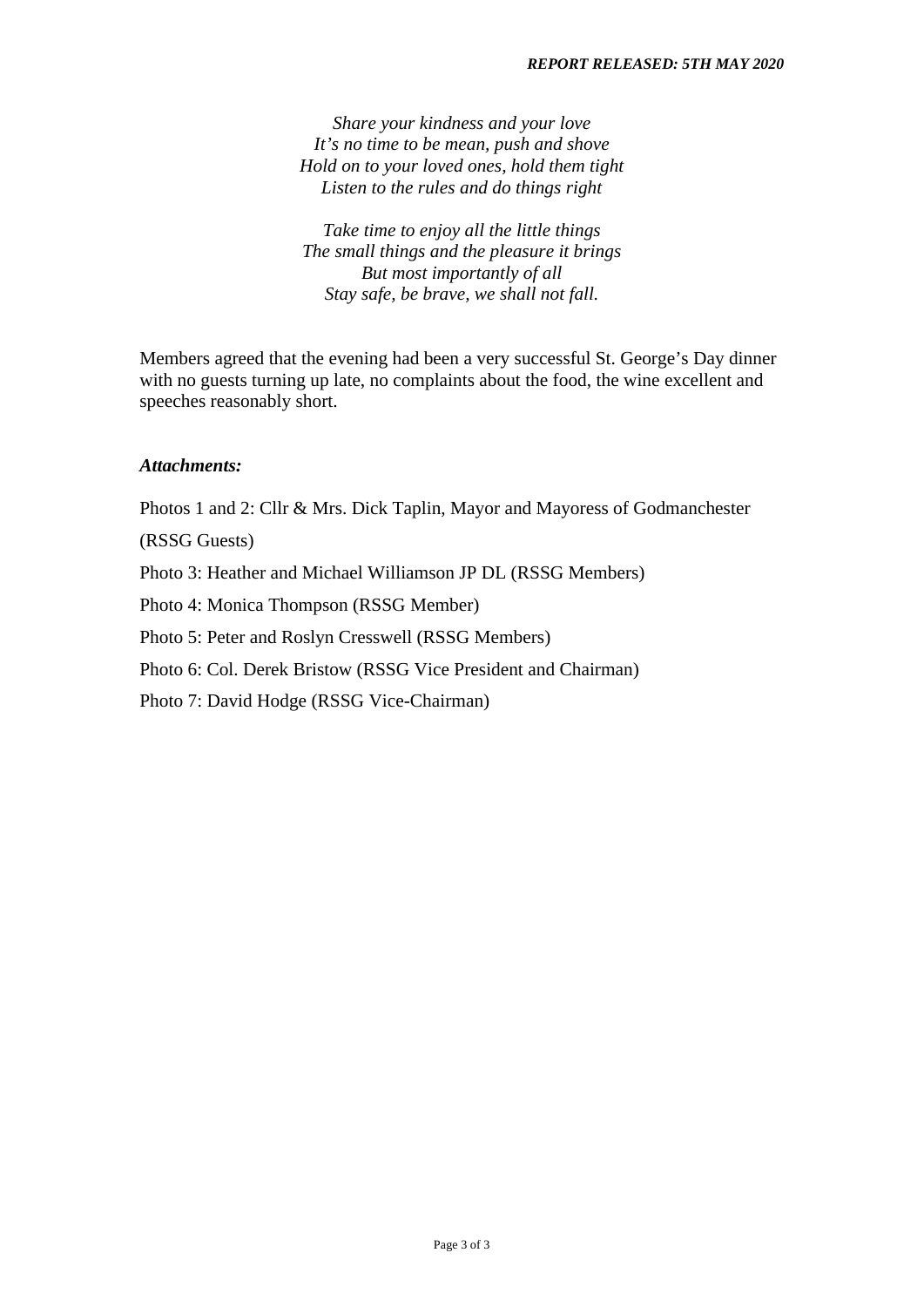*Share your kindness and your love*
*It's no time to be mean, push and shove*
*Hold on to your loved ones, hold them tight*
*Listen to the rules and do things right*

*Take time to enjoy all the little things*
*The small things and the pleasure it brings*
*But most importantly of all*
*Stay safe, be brave, we shall not fall.*

Members agreed that the evening had been a very successful St. George's Day dinner with no guests turning up late, no complaints about the food, the wine excellent and speeches reasonably short.

***Attachments:***

Photos 1 and 2: Cllr & Mrs. Dick Taplin, Mayor and Mayoress of Godmanchester (RSSG Guests)

Photo 3: Heather and Michael Williamson JP DL (RSSG Members)

Photo 4: Monica Thompson (RSSG Member)

Photo 5: Peter and Roslyn Cresswell (RSSG Members)

Photo 6: Col. Derek Bristow (RSSG Vice President and Chairman)

Photo 7: David Hodge (RSSG Vice-Chairman)